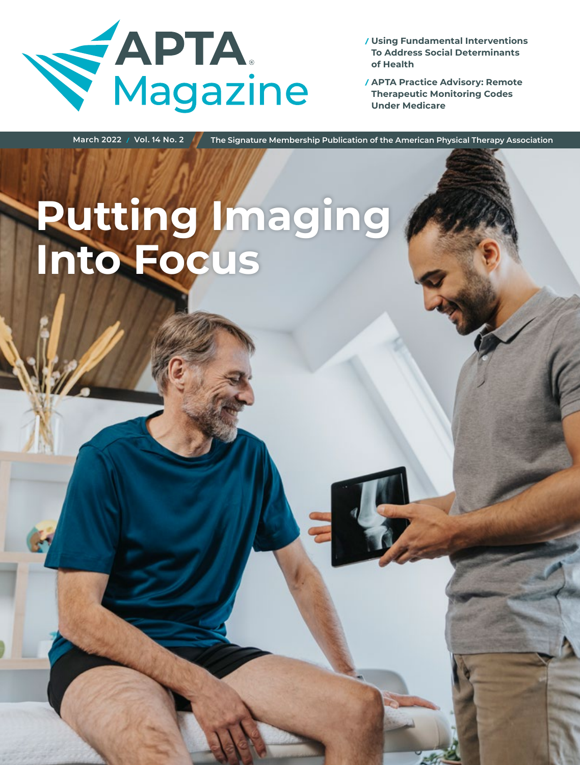# APTA Magazine

/ Using Fundamental Interventions To Address Social Determinants of Health

/ APTA Practice Advisory: Remote Therapeutic Monitoring Codes Under Medicare

March 2022 / Vol. 14 No. 2 / The Signature Membership Publication of the American Physical Therapy Association

# Putting Imaging Into Focus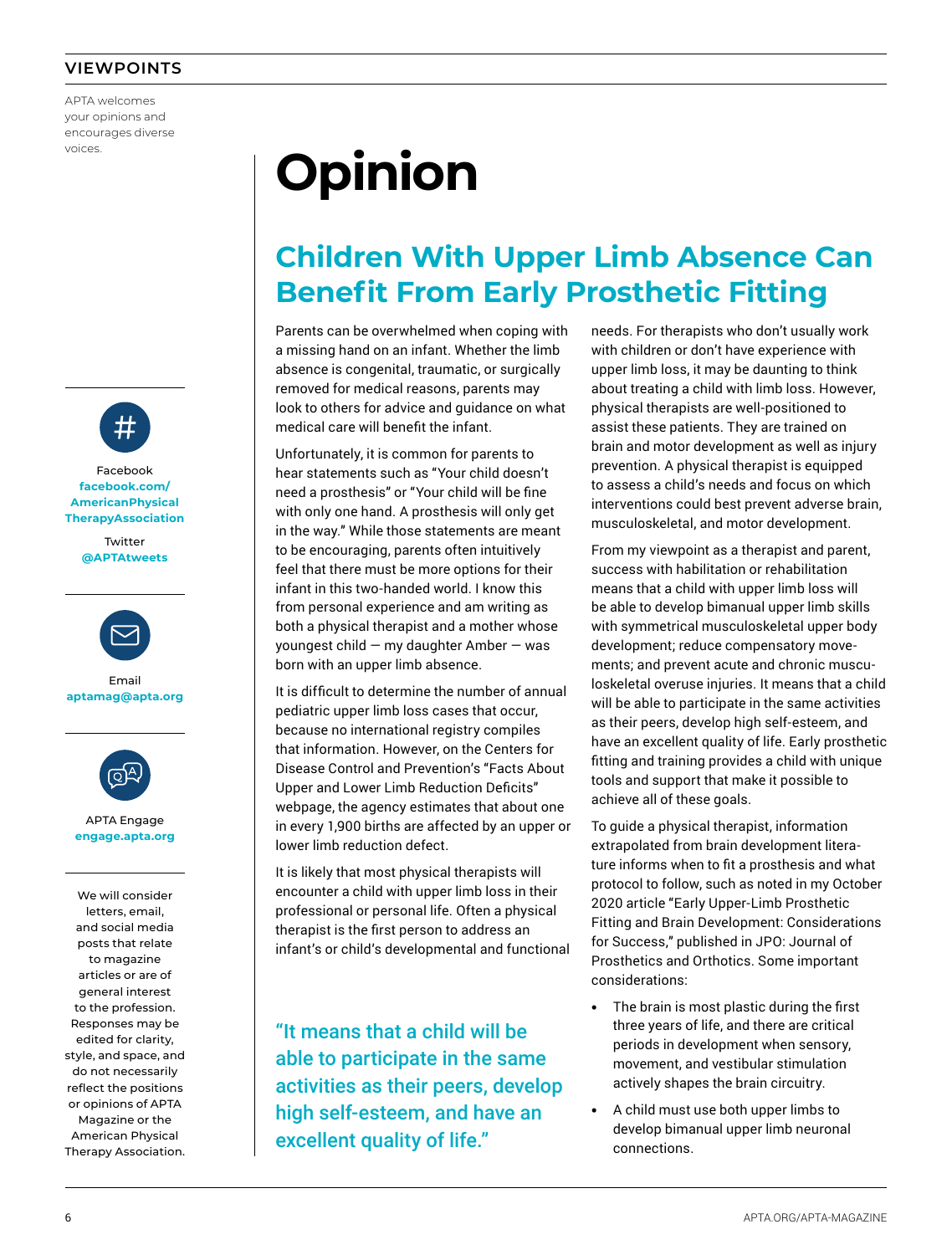## VIEWPOINTS

APTA welcomes your opinions and encourages diverse voices.

Facebook
facebook.com/AmericanPhysicalTherapyAssociation

Twitter
@APTAtweets

Email
aptamag@apta.org

APTA Engage
engage.apta.org

We will consider letters, email, and social media posts that relate to magazine articles or are of general interest to the profession. Responses may be edited for clarity, style, and space, and do not necessarily reflect the positions or opinions of APTA Magazine or the American Physical Therapy Association.

# Opinion

## Children With Upper Limb Absence Can Benefit From Early Prosthetic Fitting

Parents can be overwhelmed when coping with a missing hand on an infant. Whether the limb absence is congenital, traumatic, or surgically removed for medical reasons, parents may look to others for advice and guidance on what medical care will benefit the infant.

Unfortunately, it is common for parents to hear statements such as "Your child doesn't need a prosthesis" or "Your child will be fine with only one hand. A prosthesis will only get in the way." While those statements are meant to be encouraging, parents often intuitively feel that there must be more options for their infant in this two-handed world. I know this from personal experience and am writing as both a physical therapist and a mother whose youngest child — my daughter Amber — was born with an upper limb absence.

It is difficult to determine the number of annual pediatric upper limb loss cases that occur, because no international registry compiles that information. However, on the Centers for Disease Control and Prevention's "Facts About Upper and Lower Limb Reduction Deficits" webpage, the agency estimates that about one in every 1,900 births are affected by an upper or lower limb reduction defect.

It is likely that most physical therapists will encounter a child with upper limb loss in their professional or personal life. Often a physical therapist is the first person to address an infant's or child's developmental and functional needs. For therapists who don't usually work with children or don't have experience with upper limb loss, it may be daunting to think about treating a child with limb loss. However, physical therapists are well-positioned to assist these patients. They are trained on brain and motor development as well as injury prevention. A physical therapist is equipped to assess a child's needs and focus on which interventions could best prevent adverse brain, musculoskeletal, and motor development.

From my viewpoint as a therapist and parent, success with habilitation or rehabilitation means that a child with upper limb loss will be able to develop bimanual upper limb skills with symmetrical musculoskeletal upper body development; reduce compensatory movements; and prevent acute and chronic musculoskeletal overuse injuries. It means that a child will be able to participate in the same activities as their peers, develop high self-esteem, and have an excellent quality of life. Early prosthetic fitting and training provides a child with unique tools and support that make it possible to achieve all of these goals.

> "It means that a child will be able to participate in the same activities as their peers, develop high self-esteem, and have an excellent quality of life."

To guide a physical therapist, information extrapolated from brain development literature informs when to fit a prosthesis and what protocol to follow, such as noted in my October 2020 article "Early Upper-Limb Prosthetic Fitting and Brain Development: Considerations for Success," published in JPO: Journal of Prosthetics and Orthotics. Some important considerations:

- The brain is most plastic during the first three years of life, and there are critical periods in development when sensory, movement, and vestibular stimulation actively shapes the brain circuitry.
- A child must use both upper limbs to develop bimanual upper limb neuronal connections.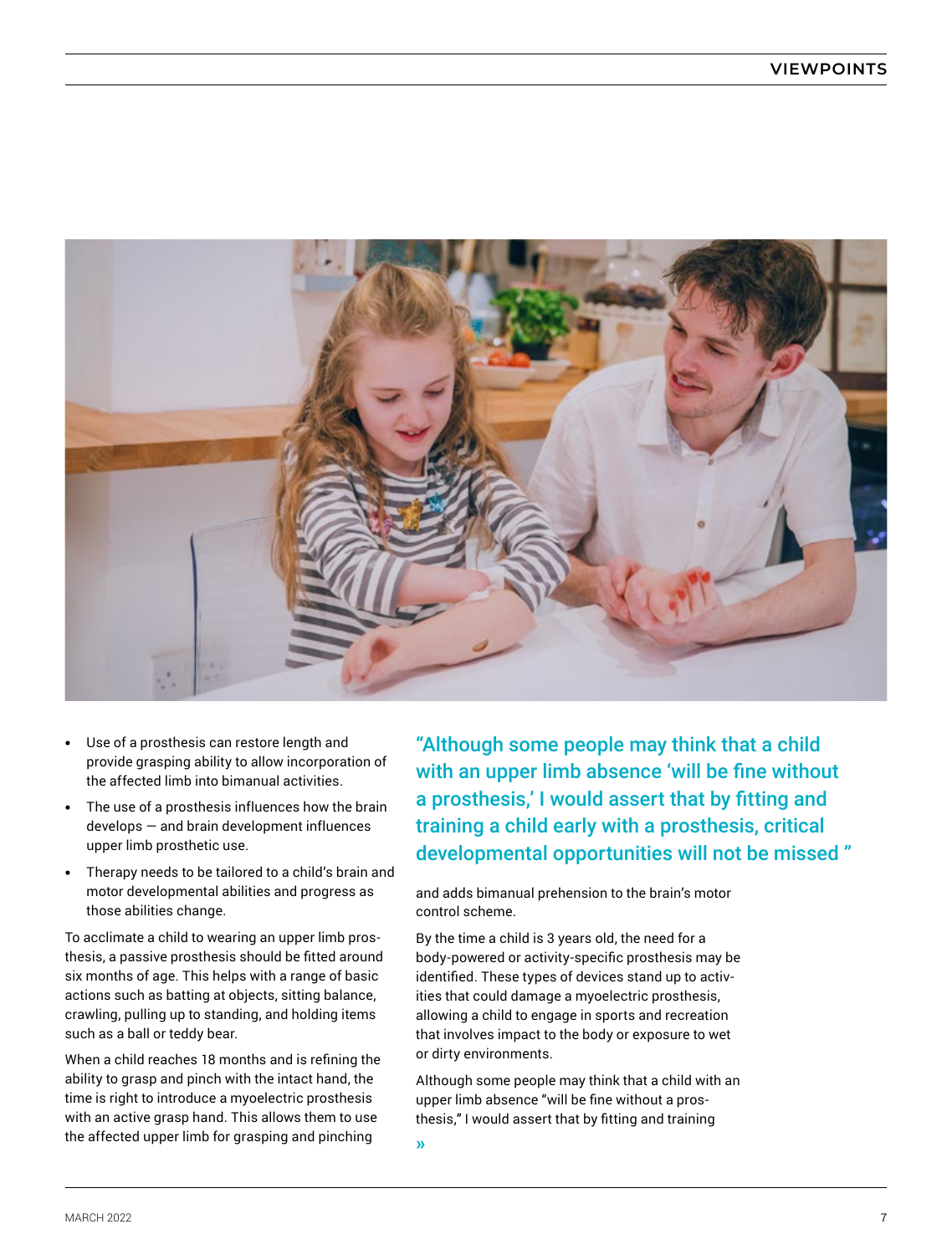- Use of a prosthesis can restore length and provide grasping ability to allow incorporation of the affected limb into bimanual activities.
- The use of a prosthesis influences how the brain develops — and brain development influences upper limb prosthetic use.
- Therapy needs to be tailored to a child's brain and motor developmental abilities and progress as those abilities change.

To acclimate a child to wearing an upper limb prosthesis, a passive prosthesis should be fitted around six months of age. This helps with a range of basic actions such as batting at objects, sitting balance, crawling, pulling up to standing, and holding items such as a ball or teddy bear.

When a child reaches 18 months and is refining the ability to grasp and pinch with the intact hand, the time is right to introduce a myoelectric prosthesis with an active grasp hand. This allows them to use the affected upper limb for grasping and pinching and adds bimanual prehension to the brain's motor control scheme.

> "Although some people may think that a child with an upper limb absence 'will be fine without a prosthesis,' I would assert that by fitting and training a child early with a prosthesis, critical developmental opportunities will not be missed "

By the time a child is 3 years old, the need for a body-powered or activity-specific prosthesis may be identified. These types of devices stand up to activities that could damage a myoelectric prosthesis, allowing a child to engage in sports and recreation that involves impact to the body or exposure to wet or dirty environments.

Although some people may think that a child with an upper limb absence "will be fine without a prosthesis," I would assert that by fitting and training

»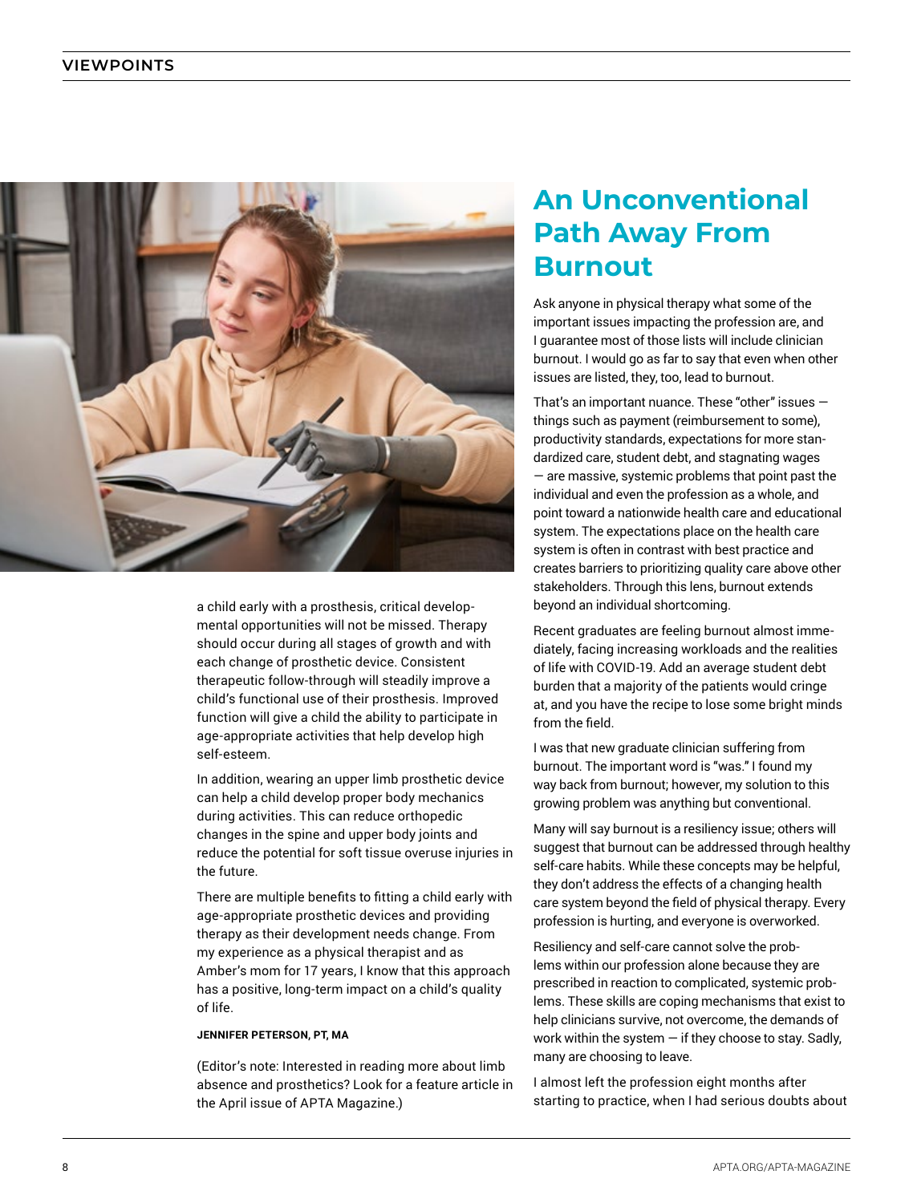a child early with a prosthesis, critical developmental opportunities will not be missed. Therapy should occur during all stages of growth and with each change of prosthetic device. Consistent therapeutic follow-through will steadily improve a child's functional use of their prosthesis. Improved function will give a child the ability to participate in age-appropriate activities that help develop high self-esteem.

In addition, wearing an upper limb prosthetic device can help a child develop proper body mechanics during activities. This can reduce orthopedic changes in the spine and upper body joints and reduce the potential for soft tissue overuse injuries in the future.

There are multiple benefits to fitting a child early with age-appropriate prosthetic devices and providing therapy as their development needs change. From my experience as a physical therapist and as Amber's mom for 17 years, I know that this approach has a positive, long-term impact on a child's quality of life.

**JENNIFER PETERSON, PT, MA**

(Editor's note: Interested in reading more about limb absence and prosthetics? Look for a feature article in the April issue of APTA Magazine.)

# An Unconventional Path Away From Burnout

Ask anyone in physical therapy what some of the important issues impacting the profession are, and I guarantee most of those lists will include clinician burnout. I would go as far to say that even when other issues are listed, they, too, lead to burnout.

That's an important nuance. These "other" issues — things such as payment (reimbursement to some), productivity standards, expectations for more standardized care, student debt, and stagnating wages — are massive, systemic problems that point past the individual and even the profession as a whole, and point toward a nationwide health care and educational system. The expectations place on the health care system is often in contrast with best practice and creates barriers to prioritizing quality care above other stakeholders. Through this lens, burnout extends beyond an individual shortcoming.

Recent graduates are feeling burnout almost immediately, facing increasing workloads and the realities of life with COVID-19. Add an average student debt burden that a majority of the patients would cringe at, and you have the recipe to lose some bright minds from the field.

I was that new graduate clinician suffering from burnout. The important word is "was." I found my way back from burnout; however, my solution to this growing problem was anything but conventional.

Many will say burnout is a resiliency issue; others will suggest that burnout can be addressed through healthy self-care habits. While these concepts may be helpful, they don't address the effects of a changing health care system beyond the field of physical therapy. Every profession is hurting, and everyone is overworked.

Resiliency and self-care cannot solve the problems within our profession alone because they are prescribed in reaction to complicated, systemic problems. These skills are coping mechanisms that exist to help clinicians survive, not overcome, the demands of work within the system — if they choose to stay. Sadly, many are choosing to leave.

I almost left the profession eight months after starting to practice, when I had serious doubts about